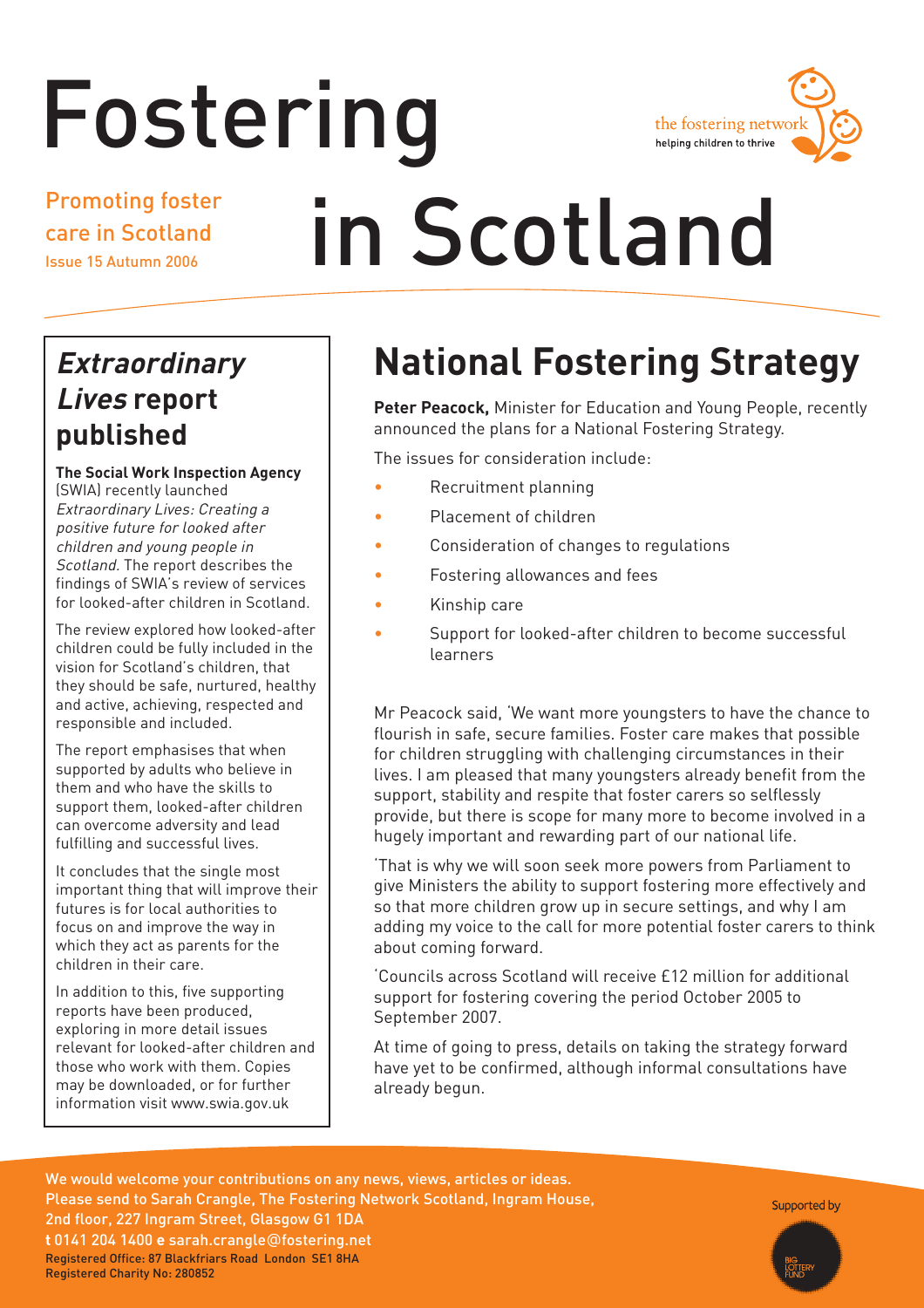# Fostering in Scotland

Promoting foster care in Scotland

Issue 15 Autumn 2006

the fostering network
helping children to thrive

## *Extraordinary Lives* report published

**The Social Work Inspection Agency** (SWIA) recently launched *Extraordinary Lives: Creating a positive future for looked after children and young people in Scotland.* The report describes the findings of SWIA's review of services for looked-after children in Scotland.

The review explored how looked-after children could be fully included in the vision for Scotland's children, that they should be safe, nurtured, healthy and active, achieving, respected and responsible and included.

The report emphasises that when supported by adults who believe in them and who have the skills to support them, looked-after children can overcome adversity and lead fulfilling and successful lives.

It concludes that the single most important thing that will improve their futures is for local authorities to focus on and improve the way in which they act as parents for the children in their care.

In addition to this, five supporting reports have been produced, exploring in more detail issues relevant for looked-after children and those who work with them. Copies may be downloaded, or for further information visit www.swia.gov.uk

## National Fostering Strategy

**Peter Peacock,** Minister for Education and Young People, recently announced the plans for a National Fostering Strategy.

The issues for consideration include:

- Recruitment planning
- Placement of children
- Consideration of changes to regulations
- Fostering allowances and fees
- Kinship care
- Support for looked-after children to become successful learners

Mr Peacock said, 'We want more youngsters to have the chance to flourish in safe, secure families. Foster care makes that possible for children struggling with challenging circumstances in their lives. I am pleased that many youngsters already benefit from the support, stability and respite that foster carers so selflessly provide, but there is scope for many more to become involved in a hugely important and rewarding part of our national life.

'That is why we will soon seek more powers from Parliament to give Ministers the ability to support fostering more effectively and so that more children grow up in secure settings, and why I am adding my voice to the call for more potential foster carers to think about coming forward.

'Councils across Scotland will receive £12 million for additional support for fostering covering the period October 2005 to September 2007.

At time of going to press, details on taking the strategy forward have yet to be confirmed, although informal consultations have already begun.

We would welcome your contributions on any news, views, articles or ideas. Please send to Sarah Crangle, The Fostering Network Scotland, Ingram House, 2nd floor, 227 Ingram Street, Glasgow G1 1DA
**t** 0141 204 1400 **e** sarah.crangle@fostering.net
Registered Office: 87 Blackfriars Road London SE1 8HA
Registered Charity No: 280852

Supported by Big Lottery Fund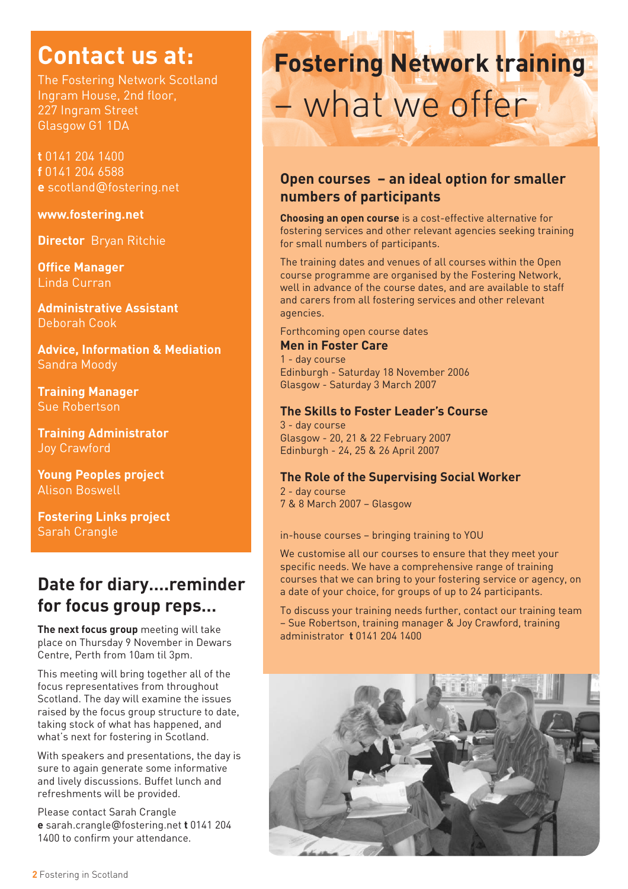## Contact us at:

The Fostering Network Scotland
Ingram House, 2nd floor,
227 Ingram Street
Glasgow G1 1DA

**t** 0141 204 1400
**f** 0141 204 6588
**e** scotland@fostering.net

**www.fostering.net**

**Director** Bryan Ritchie

**Office Manager**
Linda Curran

**Administrative Assistant**
Deborah Cook

**Advice, Information & Mediation**
Sandra Moody

**Training Manager**
Sue Robertson

**Training Administrator**
Joy Crawford

**Young Peoples project**
Alison Boswell

**Fostering Links project**
Sarah Crangle

## Date for diary....reminder for focus group reps...

**The next focus group** meeting will take place on Thursday 9 November in Dewars Centre, Perth from 10am til 3pm.

This meeting will bring together all of the focus representatives from throughout Scotland. The day will examine the issues raised by the focus group structure to date, taking stock of what has happened, and what's next for fostering in Scotland.

With speakers and presentations, the day is sure to again generate some informative and lively discussions. Buffet lunch and refreshments will be provided.

Please contact Sarah Crangle
**e** sarah.crangle@fostering.net **t** 0141 204 1400 to confirm your attendance.

# Fostering Network training – what we offer

### Open courses – an ideal option for smaller numbers of participants

**Choosing an open course** is a cost-effective alternative for fostering services and other relevant agencies seeking training for small numbers of participants.

The training dates and venues of all courses within the Open course programme are organised by the Fostering Network, well in advance of the course dates, and are available to staff and carers from all fostering services and other relevant agencies.

Forthcoming open course dates

**Men in Foster Care**
1 - day course
Edinburgh - Saturday 18 November 2006
Glasgow - Saturday 3 March 2007

**The Skills to Foster Leader's Course**
3 - day course
Glasgow - 20, 21 & 22 February 2007
Edinburgh - 24, 25 & 26 April 2007

**The Role of the Supervising Social Worker**
2 - day course
7 & 8 March 2007 – Glasgow

in-house courses – bringing training to YOU

We customise all our courses to ensure that they meet your specific needs. We have a comprehensive range of training courses that we can bring to your fostering service or agency, on a date of your choice, for groups of up to 24 participants.

To discuss your training needs further, contact our training team – Sue Robertson, training manager & Joy Crawford, training administrator **t** 0141 204 1400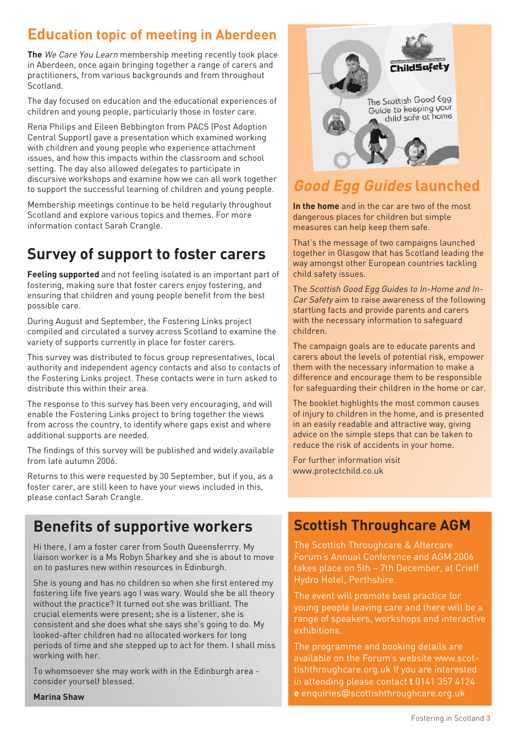## Education topic of meeting in Aberdeen

**The** *We Care You Learn* membership meeting recently took place in Aberdeen, once again bringing together a range of carers and practitioners, from various backgrounds and from throughout Scotland.

The day focused on education and the educational experiences of children and young people, particularly those in foster care.

Rena Philips and Eileen Bebbington from PACS (Post Adoption Central Support) gave a presentation which examined working with children and young people who experience attachment issues, and how this impacts within the classroom and school setting. The day also allowed delegates to participate in discursive workshops and examine how we can all work together to support the successful learning of children and young people.

Membership meetings continue to be held regularly throughout Scotland and explore various topics and themes. For more information contact Sarah Crangle.

## Survey of support to foster carers

**Feeling supported** and not feeling isolated is an important part of fostering, making sure that foster carers enjoy fostering, and ensuring that children and young people benefit from the best possible care.

During August and September, the Fostering Links project compiled and circulated a survey across Scotland to examine the variety of supports currently in place for foster carers.

This survey was distributed to focus group representatives, local authority and independent agency contacts and also to contacts of the Fostering Links project. These contacts were in turn asked to distribute this within their area.

The response to this survey has been very encouraging, and will enable the Fostering Links project to bring together the views from across the country, to identify where gaps exist and where additional supports are needed.

The findings of this survey will be published and widely available from late autumn 2006.

Returns to this were requested by 30 September, but if you, as a foster carer, are still keen to have your views included in this, please contact Sarah Crangle.

## Benefits of supportive workers

Hi there, I am a foster carer from South Queensferrry. My liaison worker is a Ms Robyn Sharkey and she is about to move on to pastures new within resources in Edinburgh.

She is young and has no children so when she first entered my fostering life five years ago I was wary. Would she be all theory without the practice? It turned out she was brilliant. The crucial elements were present; she is a listener, she is consistent and she does what she says she's going to do. My looked-after children had no allocated workers for long periods of time and she stepped up to act for them. I shall miss working with her.

To whomsoever she may work with in the Edinburgh area - consider yourself blessed.

**Marina Shaw**

## *Good Egg Guides* launched

**In the home** and in the car are two of the most dangerous places for children but simple measures can help keep them safe.

That's the message of two campaigns launched together in Glasgow that has Scotland leading the way amongst other European countries tackling child safety issues.

The *Scottish Good Egg Guides to In-Home and In-Car Safety* aim to raise awareness of the following startling facts and provide parents and carers with the necessary information to safeguard children.

The campaign goals are to educate parents and carers about the levels of potential risk, empower them with the necessary information to make a difference and encourage them to be responsible for safeguarding their children in the home or car.

The booklet highlights the most common causes of injury to children in the home, and is presented in an easily readable and attractive way, giving advice on the simple steps that can be taken to reduce the risk of accidents in your home.

For further information visit www.protectchild.co.uk

## Scottish Throughcare AGM

The Scottish Throughcare & Aftercare Forum's Annual Conference and AGM 2006 takes place on 5th – 7th December, at Crieff Hydro Hotel, Perthshire.

The event will promote best practice for young people leaving care and there will be a range of speakers, workshops and interactive exhibitions.

The programme and booking details are available on the Forum's website www.scottishthroughcare.org.uk If you are interested in attending please contact **t** 0141 357 4124 **e** enquiries@scottishthroughcare.org.uk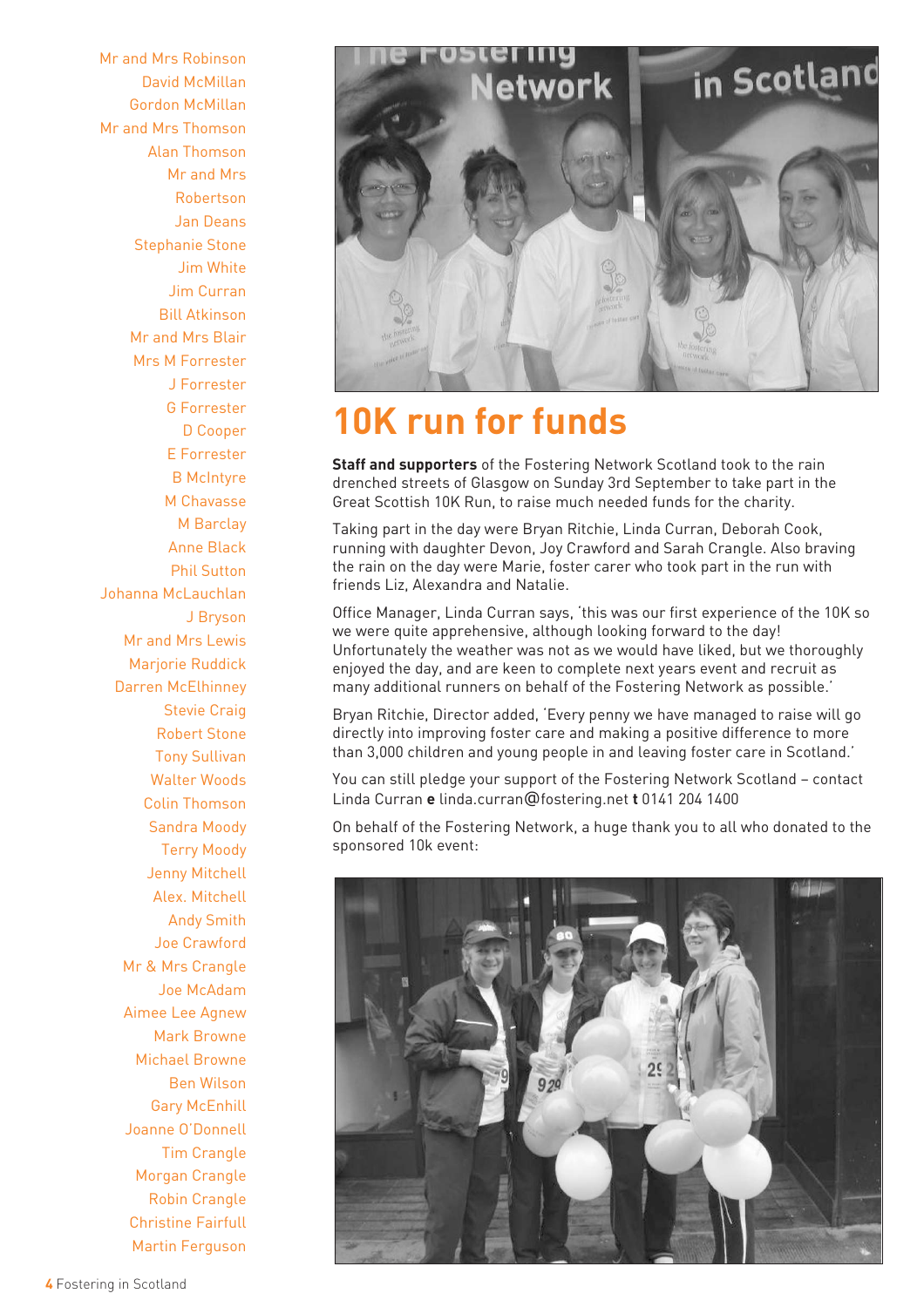# 10K run for funds

**Staff and supporters** of the Fostering Network Scotland took to the rain drenched streets of Glasgow on Sunday 3rd September to take part in the Great Scottish 10K Run, to raise much needed funds for the charity.

Taking part in the day were Bryan Ritchie, Linda Curran, Deborah Cook, running with daughter Devon, Joy Crawford and Sarah Crangle. Also braving the rain on the day were Marie, foster carer who took part in the run with friends Liz, Alexandra and Natalie.

Office Manager, Linda Curran says, 'this was our first experience of the 10K so we were quite apprehensive, although looking forward to the day! Unfortunately the weather was not as we would have liked, but we thoroughly enjoyed the day, and are keen to complete next years event and recruit as many additional runners on behalf of the Fostering Network as possible.'

Bryan Ritchie, Director added, 'Every penny we have managed to raise will go directly into improving foster care and making a positive difference to more than 3,000 children and young people in and leaving foster care in Scotland.'

You can still pledge your support of the Fostering Network Scotland – contact Linda Curran **e** linda.curran@fostering.net **t** 0141 204 1400

On behalf of the Fostering Network, a huge thank you to all who donated to the sponsored 10k event:

Mr and Mrs Robinson
David McMillan
Gordon McMillan
Mr and Mrs Thomson
Alan Thomson
Mr and Mrs Robertson
Jan Deans
Stephanie Stone
Jim White
Jim Curran
Bill Atkinson
Mr and Mrs Blair
Mrs M Forrester
J Forrester
G Forrester
D Cooper
E Forrester
B McIntyre
M Chavasse
M Barclay
Anne Black
Phil Sutton
Johanna McLauchlan
J Bryson
Mr and Mrs Lewis
Marjorie Ruddick
Darren McElhinney
Stevie Craig
Robert Stone
Tony Sullivan
Walter Woods
Colin Thomson
Sandra Moody
Terry Moody
Jenny Mitchell
Alex. Mitchell
Andy Smith
Joe Crawford
Mr & Mrs Crangle
Joe McAdam
Aimee Lee Agnew
Mark Browne
Michael Browne
Ben Wilson
Gary McEnhill
Joanne O'Donnell
Tim Crangle
Morgan Crangle
Robin Crangle
Christine Fairfull
Martin Ferguson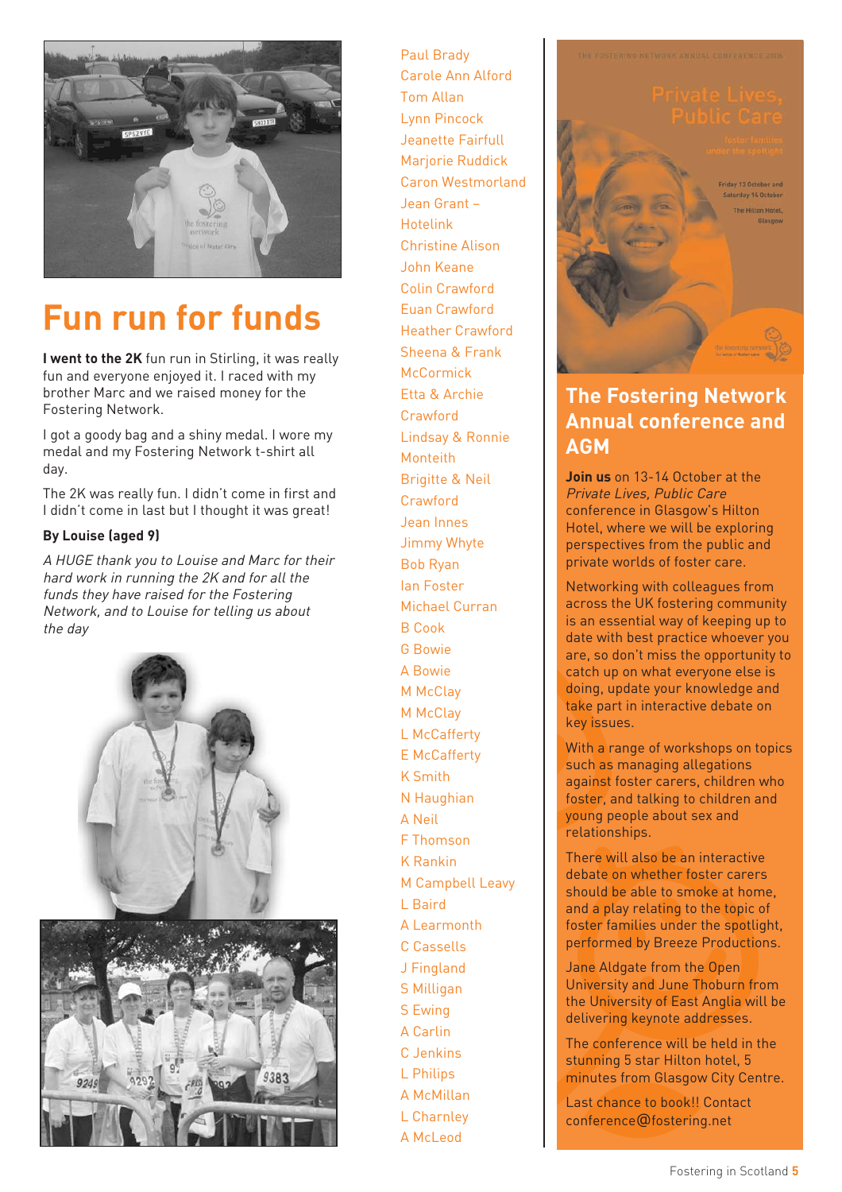# Fun run for funds

**I went to the 2K** fun run in Stirling, it was really fun and everyone enjoyed it. I raced with my brother Marc and we raised money for the Fostering Network.

I got a goody bag and a shiny medal. I wore my medal and my Fostering Network t-shirt all day.

The 2K was really fun. I didn't come in first and I didn't come in last but I thought it was great!

**By Louise (aged 9)**

*A HUGE thank you to Louise and Marc for their hard work in running the 2K and for all the funds they have raised for the Fostering Network, and to Louise for telling us about the day*

Paul Brady
Carole Ann Alford
Tom Allan
Lynn Pincock
Jeanette Fairfull
Marjorie Ruddick
Caron Westmorland
Jean Grant – Hotelink
Christine Alison
John Keane
Colin Crawford
Euan Crawford
Heather Crawford
Sheena & Frank McCormick
Etta & Archie Crawford
Lindsay & Ronnie Monteith
Brigitte & Neil Crawford
Jean Innes
Jimmy Whyte
Bob Ryan
Ian Foster
Michael Curran
B Cook
G Bowie
A Bowie
M McClay
M McClay
L McCafferty
E McCafferty
K Smith
N Haughian
A Neil
F Thomson
K Rankin
M Campbell Leavy
L Baird
A Learmonth
C Cassells
J Fingland
S Milligan
S Ewing
A Carlin
C Jenkins
L Philips
A McMillan
L Charnley
A McLeod

## The Fostering Network Annual conference and AGM

**Join us** on 13-14 October at the *Private Lives, Public Care* conference in Glasgow's Hilton Hotel, where we will be exploring perspectives from the public and private worlds of foster care.

Networking with colleagues from across the UK fostering community is an essential way of keeping up to date with best practice whoever you are, so don't miss the opportunity to catch up on what everyone else is doing, update your knowledge and take part in interactive debate on key issues.

With a range of workshops on topics such as managing allegations against foster carers, children who foster, and talking to children and young people about sex and relationships.

There will also be an interactive debate on whether foster carers should be able to smoke at home, and a play relating to the topic of foster families under the spotlight, performed by Breeze Productions.

Jane Aldgate from the Open University and June Thoburn from the University of East Anglia will be delivering keynote addresses.

The conference will be held in the stunning 5 star Hilton hotel, 5 minutes from Glasgow City Centre.

Last chance to book!! Contact conference@fostering.net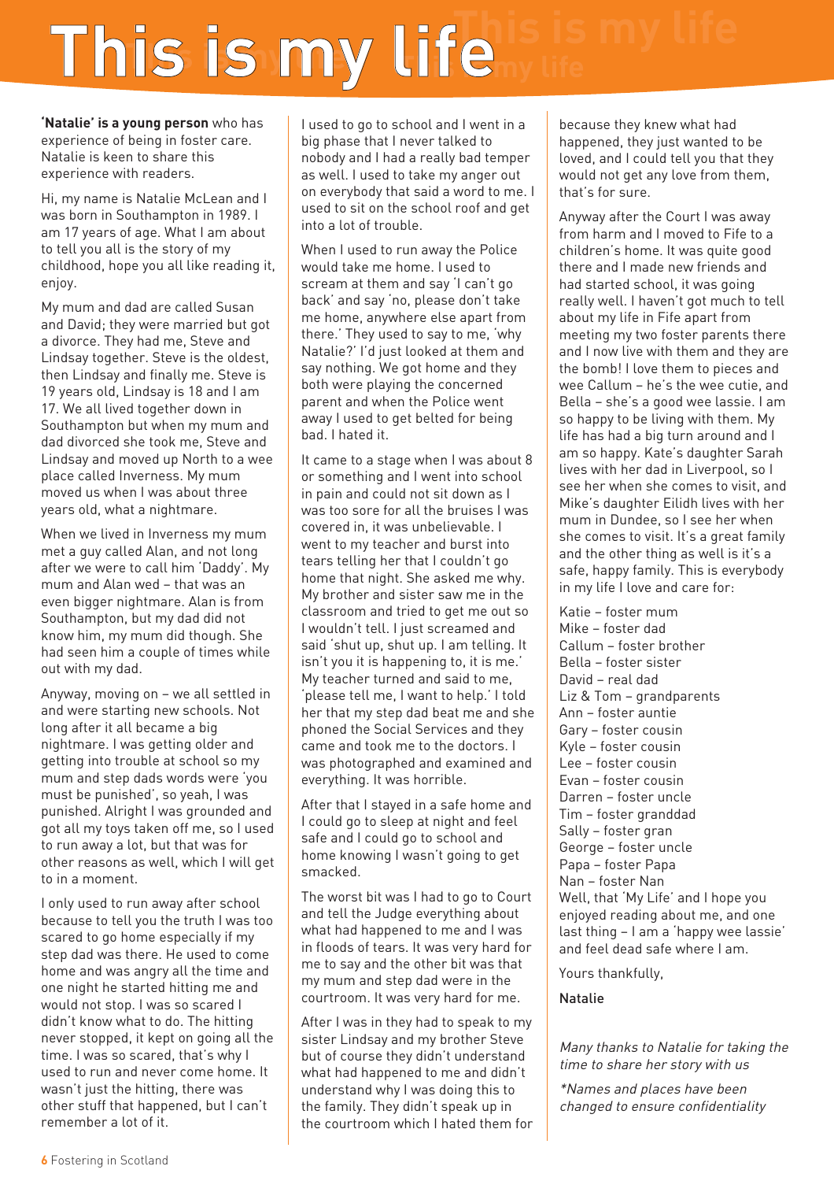# This is my life

**'Natalie' is a young person** who has experience of being in foster care. Natalie is keen to share this experience with readers.

Hi, my name is Natalie McLean and I was born in Southampton in 1989. I am 17 years of age. What I am about to tell you all is the story of my childhood, hope you all like reading it, enjoy.

My mum and dad are called Susan and David; they were married but got a divorce. They had me, Steve and Lindsay together. Steve is the oldest, then Lindsay and finally me. Steve is 19 years old, Lindsay is 18 and I am 17. We all lived together down in Southampton but when my mum and dad divorced she took me, Steve and Lindsay and moved up North to a wee place called Inverness. My mum moved us when I was about three years old, what a nightmare.

When we lived in Inverness my mum met a guy called Alan, and not long after we were to call him 'Daddy'. My mum and Alan wed – that was an even bigger nightmare. Alan is from Southampton, but my dad did not know him, my mum did though. She had seen him a couple of times while out with my dad.

Anyway, moving on – we all settled in and were starting new schools. Not long after it all became a big nightmare. I was getting older and getting into trouble at school so my mum and step dads words were 'you must be punished', so yeah, I was punished. Alright I was grounded and got all my toys taken off me, so I used to run away a lot, but that was for other reasons as well, which I will get to in a moment.

I only used to run away after school because to tell you the truth I was too scared to go home especially if my step dad was there. He used to come home and was angry all the time and one night he started hitting me and would not stop. I was so scared I didn't know what to do. The hitting never stopped, it kept on going all the time. I was so scared, that's why I used to run and never come home. It wasn't just the hitting, there was other stuff that happened, but I can't remember a lot of it.

I used to go to school and I went in a big phase that I never talked to nobody and I had a really bad temper as well. I used to take my anger out on everybody that said a word to me. I used to sit on the school roof and get into a lot of trouble.

When I used to run away the Police would take me home. I used to scream at them and say 'I can't go back' and say 'no, please don't take me home, anywhere else apart from there.' They used to say to me, 'why Natalie?' I'd just looked at them and say nothing. We got home and they both were playing the concerned parent and when the Police went away I used to get belted for being bad. I hated it.

It came to a stage when I was about 8 or something and I went into school in pain and could not sit down as I was too sore for all the bruises I was covered in, it was unbelievable. I went to my teacher and burst into tears telling her that I couldn't go home that night. She asked me why. My brother and sister saw me in the classroom and tried to get me out so I wouldn't tell. I just screamed and said 'shut up, shut up. I am telling. It isn't you it is happening to, it is me.' My teacher turned and said to me, 'please tell me, I want to help.' I told her that my step dad beat me and she phoned the Social Services and they came and took me to the doctors. I was photographed and examined and everything. It was horrible.

After that I stayed in a safe home and I could go to sleep at night and feel safe and I could go to school and home knowing I wasn't going to get smacked.

The worst bit was I had to go to Court and tell the Judge everything about what had happened to me and I was in floods of tears. It was very hard for me to say and the other bit was that my mum and step dad were in the courtroom. It was very hard for me.

After I was in they had to speak to my sister Lindsay and my brother Steve but of course they didn't understand what had happened to me and didn't understand why I was doing this to the family. They didn't speak up in the courtroom which I hated them for because they knew what had happened, they just wanted to be loved, and I could tell you that they would not get any love from them, that's for sure.

Anyway after the Court I was away from harm and I moved to Fife to a children's home. It was quite good there and I made new friends and had started school, it was going really well. I haven't got much to tell about my life in Fife apart from meeting my two foster parents there and I now live with them and they are the bomb! I love them to pieces and wee Callum – he's the wee cutie, and Bella – she's a good wee lassie. I am so happy to be living with them. My life has had a big turn around and I am so happy. Kate's daughter Sarah lives with her dad in Liverpool, so I see her when she comes to visit, and Mike's daughter Eilidh lives with her mum in Dundee, so I see her when she comes to visit. It's a great family and the other thing as well is it's a safe, happy family. This is everybody in my life I love and care for:

Katie – foster mum
Mike – foster dad
Callum – foster brother
Bella – foster sister
David – real dad
Liz & Tom – grandparents
Ann – foster auntie
Gary – foster cousin
Kyle – foster cousin
Lee – foster cousin
Evan – foster cousin
Darren – foster uncle
Tim – foster granddad
Sally – foster gran
George – foster uncle
Papa – foster Papa
Nan – foster Nan

Well, that 'My Life' and I hope you enjoyed reading about me, and one last thing – I am a 'happy wee lassie' and feel dead safe where I am.

Yours thankfully,

Natalie

*Many thanks to Natalie for taking the time to share her story with us*

*\*Names and places have been changed to ensure confidentiality*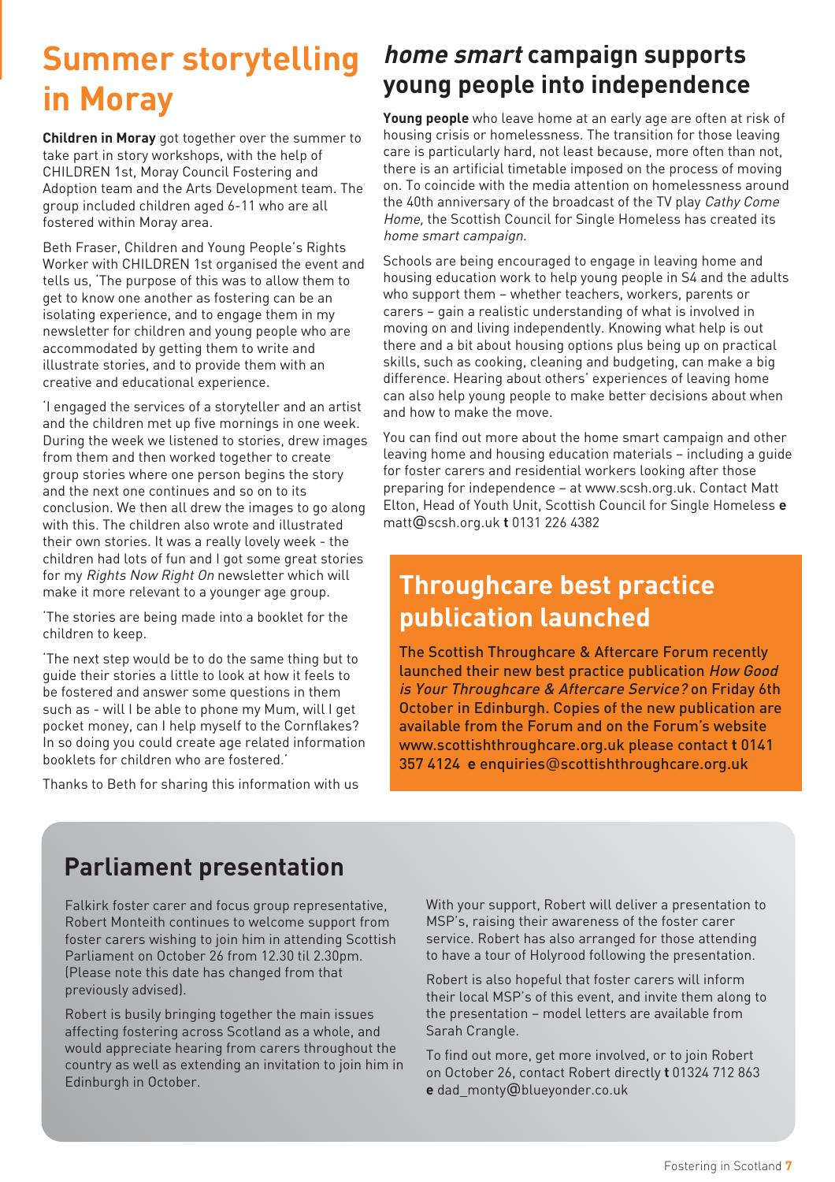# Summer storytelling in Moray

**Children in Moray** got together over the summer to take part in story workshops, with the help of CHILDREN 1st, Moray Council Fostering and Adoption team and the Arts Development team. The group included children aged 6-11 who are all fostered within Moray area.

Beth Fraser, Children and Young People's Rights Worker with CHILDREN 1st organised the event and tells us, 'The purpose of this was to allow them to get to know one another as fostering can be an isolating experience, and to engage them in my newsletter for children and young people who are accommodated by getting them to write and illustrate stories, and to provide them with an creative and educational experience.

'I engaged the services of a storyteller and an artist and the children met up five mornings in one week. During the week we listened to stories, drew images from them and then worked together to create group stories where one person begins the story and the next one continues and so on to its conclusion. We then all drew the images to go along with this. The children also wrote and illustrated their own stories. It was a really lovely week - the children had lots of fun and I got some great stories for my *Rights Now Right On* newsletter which will make it more relevant to a younger age group.

'The stories are being made into a booklet for the children to keep.

'The next step would be to do the same thing but to guide their stories a little to look at how it feels to be fostered and answer some questions in them such as - will I be able to phone my Mum, will I get pocket money, can I help myself to the Cornflakes? In so doing you could create age related information booklets for children who are fostered.'

Thanks to Beth for sharing this information with us

# *home smart* campaign supports young people into independence

**Young people** who leave home at an early age are often at risk of housing crisis or homelessness. The transition for those leaving care is particularly hard, not least because, more often than not, there is an artificial timetable imposed on the process of moving on. To coincide with the media attention on homelessness around the 40th anniversary of the broadcast of the TV play *Cathy Come Home,* the Scottish Council for Single Homeless has created its *home smart campaign.*

Schools are being encouraged to engage in leaving home and housing education work to help young people in S4 and the adults who support them – whether teachers, workers, parents or carers – gain a realistic understanding of what is involved in moving on and living independently. Knowing what help is out there and a bit about housing options plus being up on practical skills, such as cooking, cleaning and budgeting, can make a big difference. Hearing about others' experiences of leaving home can also help young people to make better decisions about when and how to make the move.

You can find out more about the home smart campaign and other leaving home and housing education materials – including a guide for foster carers and residential workers looking after those preparing for independence – at www.scsh.org.uk. Contact Matt Elton, Head of Youth Unit, Scottish Council for Single Homeless **e** matt@scsh.org.uk **t** 0131 226 4382

# Throughcare best practice publication launched

The Scottish Throughcare & Aftercare Forum recently launched their new best practice publication *How Good is Your Throughcare & Aftercare Service?* on Friday 6th October in Edinburgh. Copies of the new publication are available from the Forum and on the Forum's website www.scottishthroughcare.org.uk please contact **t** 0141 357 4124 **e** enquiries@scottishthroughcare.org.uk

## Parliament presentation

Falkirk foster carer and focus group representative, Robert Monteith continues to welcome support from foster carers wishing to join him in attending Scottish Parliament on October 26 from 12.30 til 2.30pm. (Please note this date has changed from that previously advised).

Robert is busily bringing together the main issues affecting fostering across Scotland as a whole, and would appreciate hearing from carers throughout the country as well as extending an invitation to join him in Edinburgh in October.

With your support, Robert will deliver a presentation to MSP's, raising their awareness of the foster carer service. Robert has also arranged for those attending to have a tour of Holyrood following the presentation.

Robert is also hopeful that foster carers will inform their local MSP's of this event, and invite them along to the presentation – model letters are available from Sarah Crangle.

To find out more, get more involved, or to join Robert on October 26, contact Robert directly **t** 01324 712 863 **e** dad_monty@blueyonder.co.uk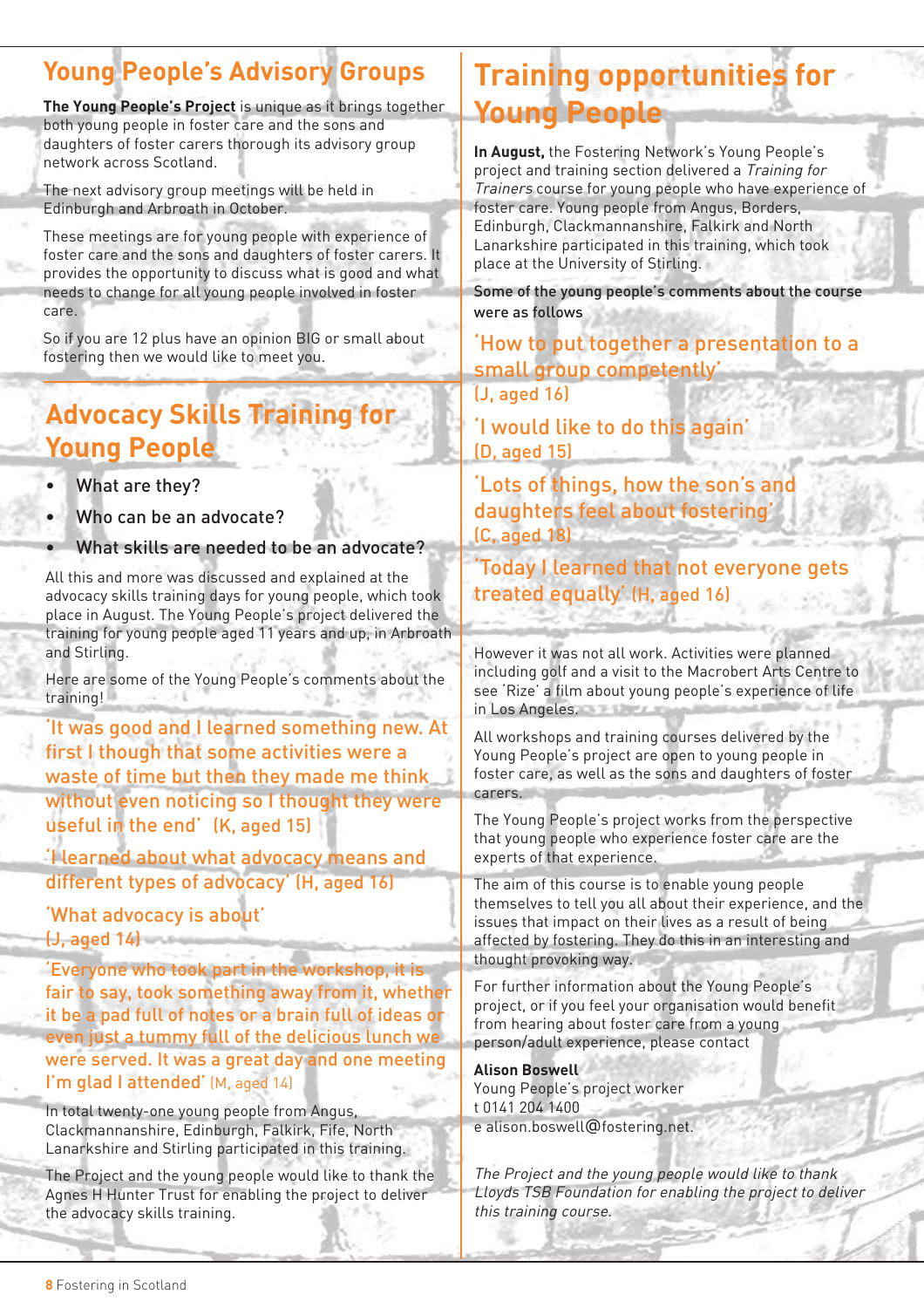## Young People's Advisory Groups

**The Young People's Project** is unique as it brings together both young people in foster care and the sons and daughters of foster carers thorough its advisory group network across Scotland.

The next advisory group meetings will be held in Edinburgh and Arbroath in October.

These meetings are for young people with experience of foster care and the sons and daughters of foster carers. It provides the opportunity to discuss what is good and what needs to change for all young people involved in foster care.

So if you are 12 plus have an opinion BIG or small about fostering then we would like to meet you.

## Advocacy Skills Training for Young People

- What are they?
- Who can be an advocate?
- What skills are needed to be an advocate?

All this and more was discussed and explained at the advocacy skills training days for young people, which took place in August. The Young People's project delivered the training for young people aged 11 years and up, in Arbroath and Stirling.

Here are some of the Young People's comments about the training!

'It was good and I learned something new. At first I though that some activities were a waste of time but then they made me think without even noticing so I thought they were useful in the end' (K, aged 15)

'I learned about what advocacy means and different types of advocacy' (H, aged 16)

'What advocacy is about'
(J, aged 14)

'Everyone who took part in the workshop, it is fair to say, took something away from it, whether it be a pad full of notes or a brain full of ideas or even just a tummy full of the delicious lunch we were served. It was a great day and one meeting I'm glad I attended' (M, aged 14)

In total twenty-one young people from Angus, Clackmannanshire, Edinburgh, Falkirk, Fife, North Lanarkshire and Stirling participated in this training.

The Project and the young people would like to thank the Agnes H Hunter Trust for enabling the project to deliver the advocacy skills training.

## Training opportunities for Young People

**In August,** the Fostering Network's Young People's project and training section delivered a *Training for Trainers* course for young people who have experience of foster care. Young people from Angus, Borders, Edinburgh, Clackmannanshire, Falkirk and North Lanarkshire participated in this training, which took place at the University of Stirling.

Some of the young people's comments about the course were as follows

'How to put together a presentation to a small group competently'
(J, aged 16)

'I would like to do this again'
(D, aged 15)

'Lots of things, how the son's and daughters feel about fostering'
(C, aged 18)

'Today I learned that not everyone gets treated equally' (H, aged 16)

However it was not all work. Activities were planned including golf and a visit to the Macrobert Arts Centre to see 'Rize' a film about young people's experience of life in Los Angeles.

All workshops and training courses delivered by the Young People's project are open to young people in foster care, as well as the sons and daughters of foster carers.

The Young People's project works from the perspective that young people who experience foster care are the experts of that experience.

The aim of this course is to enable young people themselves to tell you all about their experience, and the issues that impact on their lives as a result of being affected by fostering. They do this in an interesting and thought provoking way.

For further information about the Young People's project, or if you feel your organisation would benefit from hearing about foster care from a young person/adult experience, please contact

**Alison Boswell**
Young People's project worker
t 0141 204 1400
e alison.boswell@fostering.net.

*The Project and the young people would like to thank Lloyds TSB Foundation for enabling the project to deliver this training course.*